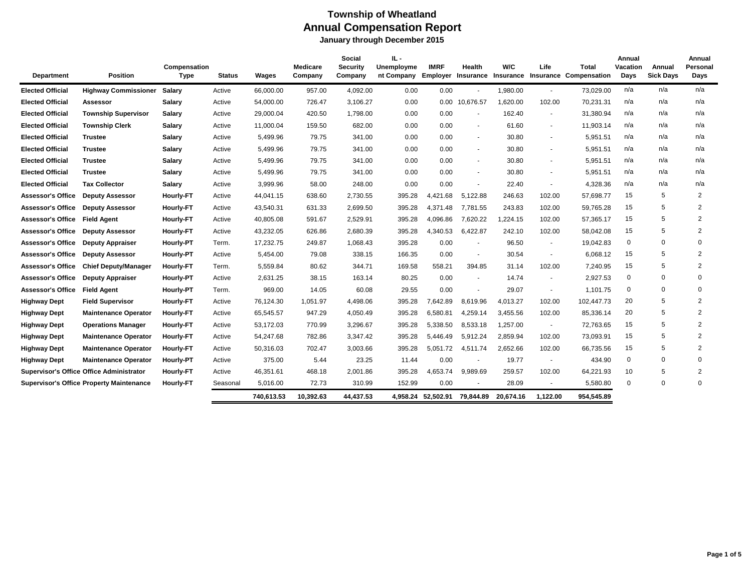# Township of Wheatland

## Annual Compensation Report

### January through December 2015

| Department | Position | Compensation Type | Status | Wages | Medicare Company | Social Security Company | IL - Unemployment Company | IMRF Employer | Health Insurance | W/C Insurance | Life Insurance | Total Compensation | Annual Vacation Days | Annual Sick Days | Annual Personal Days |
|---|---|---|---|---|---|---|---|---|---|---|---|---|---|---|---|
| **Elected Official** | **Highway Commissioner** | **Salary** | Active | 66,000.00 | 957.00 | 4,092.00 | 0.00 | 0.00 | - | 1,980.00 | - | 73,029.00 | n/a | n/a | n/a |
| **Elected Official** | **Assessor** | **Salary** | Active | 54,000.00 | 726.47 | 3,106.27 | 0.00 | 0.00 | 10,676.57 | 1,620.00 | 102.00 | 70,231.31 | n/a | n/a | n/a |
| **Elected Official** | **Township Supervisor** | **Salary** | Active | 29,000.04 | 420.50 | 1,798.00 | 0.00 | 0.00 | - | 162.40 | - | 31,380.94 | n/a | n/a | n/a |
| **Elected Official** | **Township Clerk** | **Salary** | Active | 11,000.04 | 159.50 | 682.00 | 0.00 | 0.00 | - | 61.60 | - | 11,903.14 | n/a | n/a | n/a |
| **Elected Official** | **Trustee** | **Salary** | Active | 5,499.96 | 79.75 | 341.00 | 0.00 | 0.00 | - | 30.80 | - | 5,951.51 | n/a | n/a | n/a |
| **Elected Official** | **Trustee** | **Salary** | Active | 5,499.96 | 79.75 | 341.00 | 0.00 | 0.00 | - | 30.80 | - | 5,951.51 | n/a | n/a | n/a |
| **Elected Official** | **Trustee** | **Salary** | Active | 5,499.96 | 79.75 | 341.00 | 0.00 | 0.00 | - | 30.80 | - | 5,951.51 | n/a | n/a | n/a |
| **Elected Official** | **Trustee** | **Salary** | Active | 5,499.96 | 79.75 | 341.00 | 0.00 | 0.00 | - | 30.80 | - | 5,951.51 | n/a | n/a | n/a |
| **Elected Official** | **Tax Collector** | **Salary** | Active | 3,999.96 | 58.00 | 248.00 | 0.00 | 0.00 | - | 22.40 | - | 4,328.36 | n/a | n/a | n/a |
| **Assessor's Office** | **Deputy Assessor** | **Hourly-FT** | Active | 44,041.15 | 638.60 | 2,730.55 | 395.28 | 4,421.68 | 5,122.88 | 246.63 | 102.00 | 57,698.77 | 15 | 5 | 2 |
| **Assessor's Office** | **Deputy Assessor** | **Hourly-FT** | Active | 43,540.31 | 631.33 | 2,699.50 | 395.28 | 4,371.48 | 7,781.55 | 243.83 | 102.00 | 59,765.28 | 15 | 5 | 2 |
| **Assessor's Office** | **Field Agent** | **Hourly-FT** | Active | 40,805.08 | 591.67 | 2,529.91 | 395.28 | 4,096.86 | 7,620.22 | 1,224.15 | 102.00 | 57,365.17 | 15 | 5 | 2 |
| **Assessor's Office** | **Deputy Assessor** | **Hourly-FT** | Active | 43,232.05 | 626.86 | 2,680.39 | 395.28 | 4,340.53 | 6,422.87 | 242.10 | 102.00 | 58,042.08 | 15 | 5 | 2 |
| **Assessor's Office** | **Deputy Appraiser** | **Hourly-PT** | Term. | 17,232.75 | 249.87 | 1,068.43 | 395.28 | 0.00 | - | 96.50 | - | 19,042.83 | 0 | 0 | 0 |
| **Assessor's Office** | **Deputy Assessor** | **Hourly-PT** | Active | 5,454.00 | 79.08 | 338.15 | 166.35 | 0.00 | - | 30.54 | - | 6,068.12 | 15 | 5 | 2 |
| **Assessor's Office** | **Chief Deputy/Manager** | **Hourly-FT** | Term. | 5,559.84 | 80.62 | 344.71 | 169.58 | 558.21 | 394.85 | 31.14 | 102.00 | 7,240.95 | 15 | 5 | 2 |
| **Assessor's Office** | **Deputy Appraiser** | **Hourly-PT** | Active | 2,631.25 | 38.15 | 163.14 | 80.25 | 0.00 | - | 14.74 | - | 2,927.53 | 0 | 0 | 0 |
| **Assessor's Office** | **Field Agent** | **Hourly-PT** | Term. | 969.00 | 14.05 | 60.08 | 29.55 | 0.00 | - | 29.07 | - | 1,101.75 | 0 | 0 | 0 |
| **Highway Dept** | **Field Supervisor** | **Hourly-FT** | Active | 76,124.30 | 1,051.97 | 4,498.06 | 395.28 | 7,642.89 | 8,619.96 | 4,013.27 | 102.00 | 102,447.73 | 20 | 5 | 2 |
| **Highway Dept** | **Maintenance Operator** | **Hourly-FT** | Active | 65,545.57 | 947.29 | 4,050.49 | 395.28 | 6,580.81 | 4,259.14 | 3,455.56 | 102.00 | 85,336.14 | 20 | 5 | 2 |
| **Highway Dept** | **Operations Manager** | **Hourly-FT** | Active | 53,172.03 | 770.99 | 3,296.67 | 395.28 | 5,338.50 | 8,533.18 | 1,257.00 | - | 72,763.65 | 15 | 5 | 2 |
| **Highway Dept** | **Maintenance Operator** | **Hourly-FT** | Active | 54,247.68 | 782.86 | 3,347.42 | 395.28 | 5,446.49 | 5,912.24 | 2,859.94 | 102.00 | 73,093.91 | 15 | 5 | 2 |
| **Highway Dept** | **Maintenance Operator** | **Hourly-FT** | Active | 50,316.03 | 702.47 | 3,003.66 | 395.28 | 5,051.72 | 4,511.74 | 2,652.66 | 102.00 | 66,735.56 | 15 | 5 | 2 |
| **Highway Dept** | **Maintenance Operator** | **Hourly-PT** | Active | 375.00 | 5.44 | 23.25 | 11.44 | 0.00 | - | 19.77 | - | 434.90 | 0 | 0 | 0 |
| **Supervisor's Office** | **Office Administrator** | **Hourly-FT** | Active | 46,351.61 | 468.18 | 2,001.86 | 395.28 | 4,653.74 | 9,989.69 | 259.57 | 102.00 | 64,221.93 | 10 | 5 | 2 |
| **Supervisor's Office** | **Property Maintenance** | **Hourly-FT** | Seasonal | 5,016.00 | 72.73 | 310.99 | 152.99 | 0.00 | - | 28.09 | - | 5,580.80 | 0 | 0 | 0 |
| | | | | **740,613.53** | **10,392.63** | **44,437.53** | **4,958.24** | **52,502.91** | **79,844.89** | **20,674.16** | **1,122.00** | **954,545.89** | | | |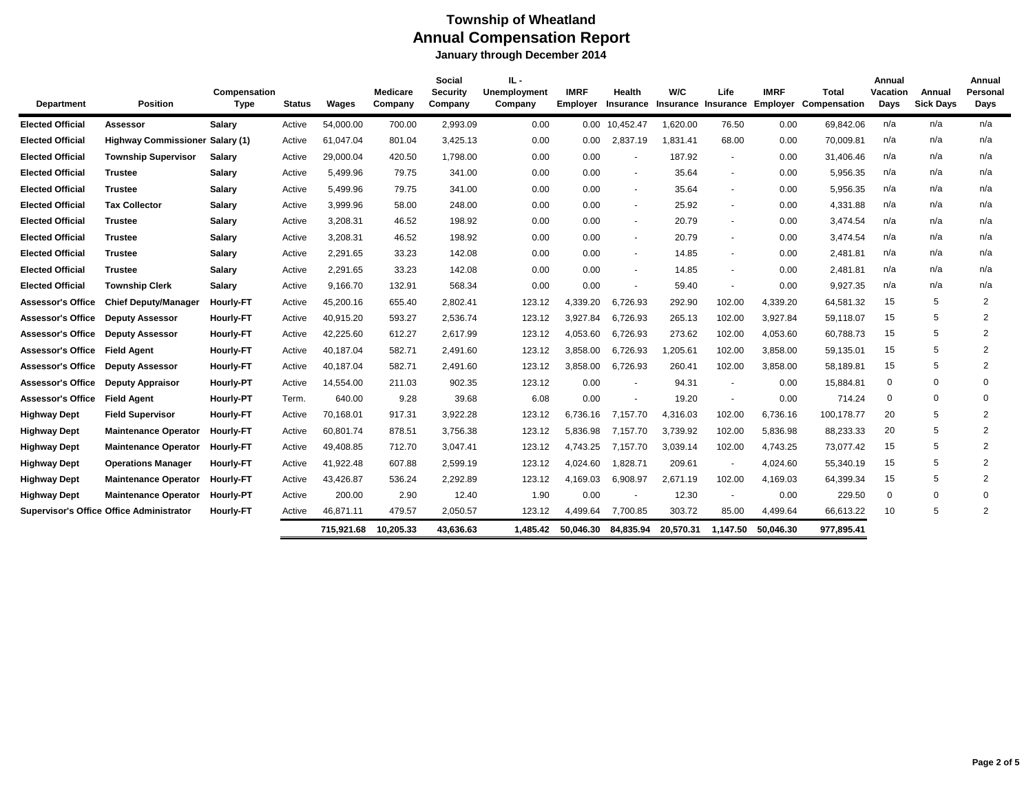# Township of Wheatland

## Annual Compensation Report

### January through December 2014

| Department | Position | Compensation Type | Status | Wages | Medicare Company | Social Security Company | IL - Unemployment Company | IMRF Employer | Health Insurance | W/C Insurance | Life Insurance | IMRF Employer | Total Compensation | Annual Vacation Days | Annual Sick Days | Annual Personal Days |
|---|---|---|---|---|---|---|---|---|---|---|---|---|---|---|---|---|
| **Elected Official** | **Assessor** | **Salary** | Active | 54,000.00 | 700.00 | 2,993.09 | 0.00 | 0.00 | 10,452.47 | 1,620.00 | 76.50 | 0.00 | 69,842.06 | n/a | n/a | n/a |
| **Elected Official** | **Highway Commissioner** | **Salary (1)** | Active | 61,047.04 | 801.04 | 3,425.13 | 0.00 | 0.00 | 2,837.19 | 1,831.41 | 68.00 | 0.00 | 70,009.81 | n/a | n/a | n/a |
| **Elected Official** | **Township Supervisor** | **Salary** | Active | 29,000.04 | 420.50 | 1,798.00 | 0.00 | 0.00 | - | 187.92 | - | 0.00 | 31,406.46 | n/a | n/a | n/a |
| **Elected Official** | **Trustee** | **Salary** | Active | 5,499.96 | 79.75 | 341.00 | 0.00 | 0.00 | - | 35.64 | - | 0.00 | 5,956.35 | n/a | n/a | n/a |
| **Elected Official** | **Trustee** | **Salary** | Active | 5,499.96 | 79.75 | 341.00 | 0.00 | 0.00 | - | 35.64 | - | 0.00 | 5,956.35 | n/a | n/a | n/a |
| **Elected Official** | **Tax Collector** | **Salary** | Active | 3,999.96 | 58.00 | 248.00 | 0.00 | 0.00 | - | 25.92 | - | 0.00 | 4,331.88 | n/a | n/a | n/a |
| **Elected Official** | **Trustee** | **Salary** | Active | 3,208.31 | 46.52 | 198.92 | 0.00 | 0.00 | - | 20.79 | - | 0.00 | 3,474.54 | n/a | n/a | n/a |
| **Elected Official** | **Trustee** | **Salary** | Active | 3,208.31 | 46.52 | 198.92 | 0.00 | 0.00 | - | 20.79 | - | 0.00 | 3,474.54 | n/a | n/a | n/a |
| **Elected Official** | **Trustee** | **Salary** | Active | 2,291.65 | 33.23 | 142.08 | 0.00 | 0.00 | - | 14.85 | - | 0.00 | 2,481.81 | n/a | n/a | n/a |
| **Elected Official** | **Trustee** | **Salary** | Active | 2,291.65 | 33.23 | 142.08 | 0.00 | 0.00 | - | 14.85 | - | 0.00 | 2,481.81 | n/a | n/a | n/a |
| **Elected Official** | **Township Clerk** | **Salary** | Active | 9,166.70 | 132.91 | 568.34 | 0.00 | 0.00 | - | 59.40 | - | 0.00 | 9,927.35 | n/a | n/a | n/a |
| **Assessor's Office** | **Chief Deputy/Manager** | **Hourly-FT** | Active | 45,200.16 | 655.40 | 2,802.41 | 123.12 | 4,339.20 | 6,726.93 | 292.90 | 102.00 | 4,339.20 | 64,581.32 | 15 | 5 | 2 |
| **Assessor's Office** | **Deputy Assessor** | **Hourly-FT** | Active | 40,915.20 | 593.27 | 2,536.74 | 123.12 | 3,927.84 | 6,726.93 | 265.13 | 102.00 | 3,927.84 | 59,118.07 | 15 | 5 | 2 |
| **Assessor's Office** | **Deputy Assessor** | **Hourly-FT** | Active | 42,225.60 | 612.27 | 2,617.99 | 123.12 | 4,053.60 | 6,726.93 | 273.62 | 102.00 | 4,053.60 | 60,788.73 | 15 | 5 | 2 |
| **Assessor's Office** | **Field Agent** | **Hourly-FT** | Active | 40,187.04 | 582.71 | 2,491.60 | 123.12 | 3,858.00 | 6,726.93 | 1,205.61 | 102.00 | 3,858.00 | 59,135.01 | 15 | 5 | 2 |
| **Assessor's Office** | **Deputy Assessor** | **Hourly-FT** | Active | 40,187.04 | 582.71 | 2,491.60 | 123.12 | 3,858.00 | 6,726.93 | 260.41 | 102.00 | 3,858.00 | 58,189.81 | 15 | 5 | 2 |
| **Assessor's Office** | **Deputy Appraisor** | **Hourly-PT** | Active | 14,554.00 | 211.03 | 902.35 | 123.12 | 0.00 | - | 94.31 | - | 0.00 | 15,884.81 | 0 | 0 | 0 |
| **Assessor's Office** | **Field Agent** | **Hourly-PT** | Term. | 640.00 | 9.28 | 39.68 | 6.08 | 0.00 | - | 19.20 | - | 0.00 | 714.24 | 0 | 0 | 0 |
| **Highway Dept** | **Field Supervisor** | **Hourly-FT** | Active | 70,168.01 | 917.31 | 3,922.28 | 123.12 | 6,736.16 | 7,157.70 | 4,316.03 | 102.00 | 6,736.16 | 100,178.77 | 20 | 5 | 2 |
| **Highway Dept** | **Maintenance Operator** | **Hourly-FT** | Active | 60,801.74 | 878.51 | 3,756.38 | 123.12 | 5,836.98 | 7,157.70 | 3,739.92 | 102.00 | 5,836.98 | 88,233.33 | 20 | 5 | 2 |
| **Highway Dept** | **Maintenance Operator** | **Hourly-FT** | Active | 49,408.85 | 712.70 | 3,047.41 | 123.12 | 4,743.25 | 7,157.70 | 3,039.14 | 102.00 | 4,743.25 | 73,077.42 | 15 | 5 | 2 |
| **Highway Dept** | **Operations Manager** | **Hourly-FT** | Active | 41,922.48 | 607.88 | 2,599.19 | 123.12 | 4,024.60 | 1,828.71 | 209.61 | - | 4,024.60 | 55,340.19 | 15 | 5 | 2 |
| **Highway Dept** | **Maintenance Operator** | **Hourly-FT** | Active | 43,426.87 | 536.24 | 2,292.89 | 123.12 | 4,169.03 | 6,908.97 | 2,671.19 | 102.00 | 4,169.03 | 64,399.34 | 15 | 5 | 2 |
| **Highway Dept** | **Maintenance Operator** | **Hourly-PT** | Active | 200.00 | 2.90 | 12.40 | 1.90 | 0.00 | - | 12.30 | - | 0.00 | 229.50 | 0 | 0 | 0 |
| **Supervisor's Office** | **Office Administrator** | **Hourly-FT** | Active | 46,871.11 | 479.57 | 2,050.57 | 123.12 | 4,499.64 | 7,700.85 | 303.72 | 85.00 | 4,499.64 | 66,613.22 | 10 | 5 | 2 |
| | | | | **715,921.68** | **10,205.33** | **43,636.63** | **1,485.42** | **50,046.30** | **84,835.94** | **20,570.31** | **1,147.50** | **50,046.30** | **977,895.41** | | | |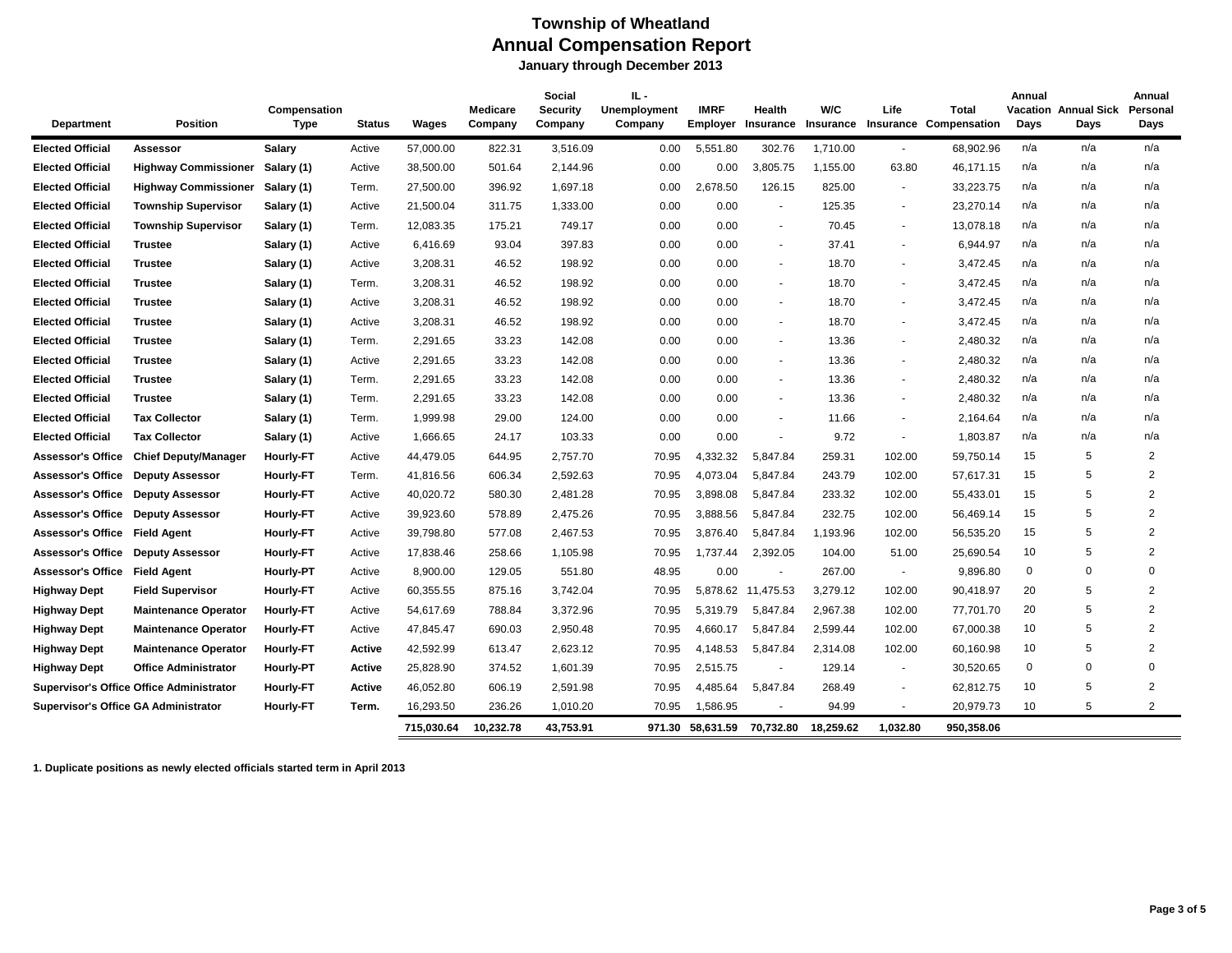# Township of Wheatland

## Annual Compensation Report

### January through December 2013

| Department | Position | Compensation Type | Status | Wages | Medicare Company | Social Security Company | IL - Unemployment Company | IMRF Employer | Health Insurance | W/C Insurance | Life Insurance | Total Compensation | Annual Vacation Days | Annual Sick Days | Annual Personal Days |
|---|---|---|---|---|---|---|---|---|---|---|---|---|---|---|---|
| **Elected Official** | **Assessor** | **Salary** | Active | 57,000.00 | 822.31 | 3,516.09 | 0.00 | 5,551.80 | 302.76 | 1,710.00 | - | 68,902.96 | n/a | n/a | n/a |
| **Elected Official** | **Highway Commissioner** | **Salary (1)** | Active | 38,500.00 | 501.64 | 2,144.96 | 0.00 | 0.00 | 3,805.75 | 1,155.00 | 63.80 | 46,171.15 | n/a | n/a | n/a |
| **Elected Official** | **Highway Commissioner** | **Salary (1)** | Term. | 27,500.00 | 396.92 | 1,697.18 | 0.00 | 2,678.50 | 126.15 | 825.00 | - | 33,223.75 | n/a | n/a | n/a |
| **Elected Official** | **Township Supervisor** | **Salary (1)** | Active | 21,500.04 | 311.75 | 1,333.00 | 0.00 | 0.00 | - | 125.35 | - | 23,270.14 | n/a | n/a | n/a |
| **Elected Official** | **Township Supervisor** | **Salary (1)** | Term. | 12,083.35 | 175.21 | 749.17 | 0.00 | 0.00 | - | 70.45 | - | 13,078.18 | n/a | n/a | n/a |
| **Elected Official** | **Trustee** | **Salary (1)** | Active | 6,416.69 | 93.04 | 397.83 | 0.00 | 0.00 | - | 37.41 | - | 6,944.97 | n/a | n/a | n/a |
| **Elected Official** | **Trustee** | **Salary (1)** | Active | 3,208.31 | 46.52 | 198.92 | 0.00 | 0.00 | - | 18.70 | - | 3,472.45 | n/a | n/a | n/a |
| **Elected Official** | **Trustee** | **Salary (1)** | Term. | 3,208.31 | 46.52 | 198.92 | 0.00 | 0.00 | - | 18.70 | - | 3,472.45 | n/a | n/a | n/a |
| **Elected Official** | **Trustee** | **Salary (1)** | Active | 3,208.31 | 46.52 | 198.92 | 0.00 | 0.00 | - | 18.70 | - | 3,472.45 | n/a | n/a | n/a |
| **Elected Official** | **Trustee** | **Salary (1)** | Active | 3,208.31 | 46.52 | 198.92 | 0.00 | 0.00 | - | 18.70 | - | 3,472.45 | n/a | n/a | n/a |
| **Elected Official** | **Trustee** | **Salary (1)** | Term. | 2,291.65 | 33.23 | 142.08 | 0.00 | 0.00 | - | 13.36 | - | 2,480.32 | n/a | n/a | n/a |
| **Elected Official** | **Trustee** | **Salary (1)** | Active | 2,291.65 | 33.23 | 142.08 | 0.00 | 0.00 | - | 13.36 | - | 2,480.32 | n/a | n/a | n/a |
| **Elected Official** | **Trustee** | **Salary (1)** | Term. | 2,291.65 | 33.23 | 142.08 | 0.00 | 0.00 | - | 13.36 | - | 2,480.32 | n/a | n/a | n/a |
| **Elected Official** | **Trustee** | **Salary (1)** | Term. | 2,291.65 | 33.23 | 142.08 | 0.00 | 0.00 | - | 13.36 | - | 2,480.32 | n/a | n/a | n/a |
| **Elected Official** | **Tax Collector** | **Salary (1)** | Term. | 1,999.98 | 29.00 | 124.00 | 0.00 | 0.00 | - | 11.66 | - | 2,164.64 | n/a | n/a | n/a |
| **Elected Official** | **Tax Collector** | **Salary (1)** | Active | 1,666.65 | 24.17 | 103.33 | 0.00 | 0.00 | - | 9.72 | - | 1,803.87 | n/a | n/a | n/a |
| **Assessor's Office** | **Chief Deputy/Manager** | **Hourly-FT** | Active | 44,479.05 | 644.95 | 2,757.70 | 70.95 | 4,332.32 | 5,847.84 | 259.31 | 102.00 | 59,750.14 | 15 | 5 | 2 |
| **Assessor's Office** | **Deputy Assessor** | **Hourly-FT** | Term. | 41,816.56 | 606.34 | 2,592.63 | 70.95 | 4,073.04 | 5,847.84 | 243.79 | 102.00 | 57,617.31 | 15 | 5 | 2 |
| **Assessor's Office** | **Deputy Assessor** | **Hourly-FT** | Active | 40,020.72 | 580.30 | 2,481.28 | 70.95 | 3,898.08 | 5,847.84 | 233.32 | 102.00 | 55,433.01 | 15 | 5 | 2 |
| **Assessor's Office** | **Deputy Assessor** | **Hourly-FT** | Active | 39,923.60 | 578.89 | 2,475.26 | 70.95 | 3,888.56 | 5,847.84 | 232.75 | 102.00 | 56,469.14 | 15 | 5 | 2 |
| **Assessor's Office** | **Field Agent** | **Hourly-FT** | Active | 39,798.80 | 577.08 | 2,467.53 | 70.95 | 3,876.40 | 5,847.84 | 1,193.96 | 102.00 | 56,535.20 | 15 | 5 | 2 |
| **Assessor's Office** | **Deputy Assessor** | **Hourly-FT** | Active | 17,838.46 | 258.66 | 1,105.98 | 70.95 | 1,737.44 | 2,392.05 | 104.00 | 51.00 | 25,690.54 | 10 | 5 | 2 |
| **Assessor's Office** | **Field Agent** | **Hourly-PT** | Active | 8,900.00 | 129.05 | 551.80 | 48.95 | 0.00 | - | 267.00 | - | 9,896.80 | 0 | 0 | 0 |
| **Highway Dept** | **Field Supervisor** | **Hourly-FT** | Active | 60,355.55 | 875.16 | 3,742.04 | 70.95 | 5,878.62 | 11,475.53 | 3,279.12 | 102.00 | 90,418.97 | 20 | 5 | 2 |
| **Highway Dept** | **Maintenance Operator** | **Hourly-FT** | Active | 54,617.69 | 788.84 | 3,372.96 | 70.95 | 5,319.79 | 5,847.84 | 2,967.38 | 102.00 | 77,701.70 | 20 | 5 | 2 |
| **Highway Dept** | **Maintenance Operator** | **Hourly-FT** | Active | 47,845.47 | 690.03 | 2,950.48 | 70.95 | 4,660.17 | 5,847.84 | 2,599.44 | 102.00 | 67,000.38 | 10 | 5 | 2 |
| **Highway Dept** | **Maintenance Operator** | **Hourly-FT** | **Active** | 42,592.99 | 613.47 | 2,623.12 | 70.95 | 4,148.53 | 5,847.84 | 2,314.08 | 102.00 | 60,160.98 | 10 | 5 | 2 |
| **Highway Dept** | **Office Administrator** | **Hourly-PT** | **Active** | 25,828.90 | 374.52 | 1,601.39 | 70.95 | 2,515.75 | - | 129.14 | - | 30,520.65 | 0 | 0 | 0 |
| **Supervisor's Office** | **Office Administrator** | **Hourly-FT** | **Active** | 46,052.80 | 606.19 | 2,591.98 | 70.95 | 4,485.64 | 5,847.84 | 268.49 | - | 62,812.75 | 10 | 5 | 2 |
| **Supervisor's Office** | **GA Administrator** | **Hourly-FT** | **Term.** | 16,293.50 | 236.26 | 1,010.20 | 70.95 | 1,586.95 | - | 94.99 | - | 20,979.73 | 10 | 5 | 2 |
| | | | | **715,030.64** | **10,232.78** | **43,753.91** | **971.30** | **58,631.59** | **70,732.80** | **18,259.62** | **1,032.80** | **950,358.06** | | | |

**1. Duplicate positions as newly elected officials started term in April 2013**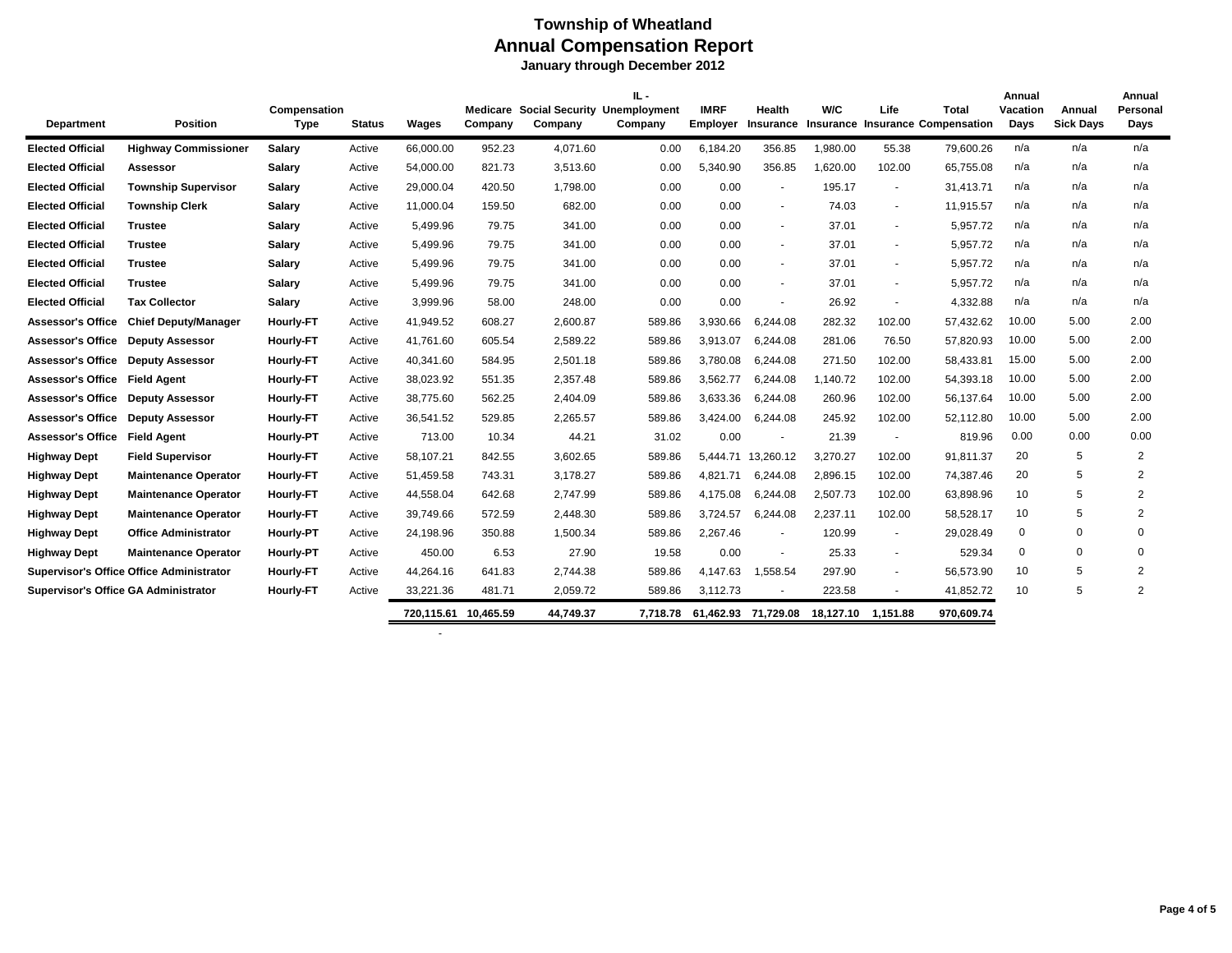# Township of Wheatland

## Annual Compensation Report

### January through December 2012

| Department | Position | Compensation Type | Status | Wages | Medicare Company | Social Security Company | IL - Unemployment Company | IMRF Employer | Health Insurance | W/C Insurance | Life Insurance | Total Compensation | Annual Vacation Days | Annual Sick Days | Annual Personal Days |
|---|---|---|---|---|---|---|---|---|---|---|---|---|---|---|---|
| **Elected Official** | **Highway Commissioner** | **Salary** | Active | 66,000.00 | 952.23 | 4,071.60 | 0.00 | 6,184.20 | 356.85 | 1,980.00 | 55.38 | 79,600.26 | n/a | n/a | n/a |
| **Elected Official** | **Assessor** | **Salary** | Active | 54,000.00 | 821.73 | 3,513.60 | 0.00 | 5,340.90 | 356.85 | 1,620.00 | 102.00 | 65,755.08 | n/a | n/a | n/a |
| **Elected Official** | **Township Supervisor** | **Salary** | Active | 29,000.04 | 420.50 | 1,798.00 | 0.00 | 0.00 | - | 195.17 | - | 31,413.71 | n/a | n/a | n/a |
| **Elected Official** | **Township Clerk** | **Salary** | Active | 11,000.04 | 159.50 | 682.00 | 0.00 | 0.00 | - | 74.03 | - | 11,915.57 | n/a | n/a | n/a |
| **Elected Official** | **Trustee** | **Salary** | Active | 5,499.96 | 79.75 | 341.00 | 0.00 | 0.00 | - | 37.01 | - | 5,957.72 | n/a | n/a | n/a |
| **Elected Official** | **Trustee** | **Salary** | Active | 5,499.96 | 79.75 | 341.00 | 0.00 | 0.00 | - | 37.01 | - | 5,957.72 | n/a | n/a | n/a |
| **Elected Official** | **Trustee** | **Salary** | Active | 5,499.96 | 79.75 | 341.00 | 0.00 | 0.00 | - | 37.01 | - | 5,957.72 | n/a | n/a | n/a |
| **Elected Official** | **Trustee** | **Salary** | Active | 5,499.96 | 79.75 | 341.00 | 0.00 | 0.00 | - | 37.01 | - | 5,957.72 | n/a | n/a | n/a |
| **Elected Official** | **Tax Collector** | **Salary** | Active | 3,999.96 | 58.00 | 248.00 | 0.00 | 0.00 | - | 26.92 | - | 4,332.88 | n/a | n/a | n/a |
| **Assessor's Office** | **Chief Deputy/Manager** | **Hourly-FT** | Active | 41,949.52 | 608.27 | 2,600.87 | 589.86 | 3,930.66 | 6,244.08 | 282.32 | 102.00 | 57,432.62 | 10.00 | 5.00 | 2.00 |
| **Assessor's Office** | **Deputy Assessor** | **Hourly-FT** | Active | 41,761.60 | 605.54 | 2,589.22 | 589.86 | 3,913.07 | 6,244.08 | 281.06 | 76.50 | 57,820.93 | 10.00 | 5.00 | 2.00 |
| **Assessor's Office** | **Deputy Assessor** | **Hourly-FT** | Active | 40,341.60 | 584.95 | 2,501.18 | 589.86 | 3,780.08 | 6,244.08 | 271.50 | 102.00 | 58,433.81 | 15.00 | 5.00 | 2.00 |
| **Assessor's Office** | **Field Agent** | **Hourly-FT** | Active | 38,023.92 | 551.35 | 2,357.48 | 589.86 | 3,562.77 | 6,244.08 | 1,140.72 | 102.00 | 54,393.18 | 10.00 | 5.00 | 2.00 |
| **Assessor's Office** | **Deputy Assessor** | **Hourly-FT** | Active | 38,775.60 | 562.25 | 2,404.09 | 589.86 | 3,633.36 | 6,244.08 | 260.96 | 102.00 | 56,137.64 | 10.00 | 5.00 | 2.00 |
| **Assessor's Office** | **Deputy Assessor** | **Hourly-FT** | Active | 36,541.52 | 529.85 | 2,265.57 | 589.86 | 3,424.00 | 6,244.08 | 245.92 | 102.00 | 52,112.80 | 10.00 | 5.00 | 2.00 |
| **Assessor's Office** | **Field Agent** | **Hourly-PT** | Active | 713.00 | 10.34 | 44.21 | 31.02 | 0.00 | - | 21.39 | - | 819.96 | 0.00 | 0.00 | 0.00 |
| **Highway Dept** | **Field Supervisor** | **Hourly-FT** | Active | 58,107.21 | 842.55 | 3,602.65 | 589.86 | 5,444.71 | 13,260.12 | 3,270.27 | 102.00 | 91,811.37 | 20 | 5 | 2 |
| **Highway Dept** | **Maintenance Operator** | **Hourly-FT** | Active | 51,459.58 | 743.31 | 3,178.27 | 589.86 | 4,821.71 | 6,244.08 | 2,896.15 | 102.00 | 74,387.46 | 20 | 5 | 2 |
| **Highway Dept** | **Maintenance Operator** | **Hourly-FT** | Active | 44,558.04 | 642.68 | 2,747.99 | 589.86 | 4,175.08 | 6,244.08 | 2,507.73 | 102.00 | 63,898.96 | 10 | 5 | 2 |
| **Highway Dept** | **Maintenance Operator** | **Hourly-FT** | Active | 39,749.66 | 572.59 | 2,448.30 | 589.86 | 3,724.57 | 6,244.08 | 2,237.11 | 102.00 | 58,528.17 | 10 | 5 | 2 |
| **Highway Dept** | **Office Administrator** | **Hourly-PT** | Active | 24,198.96 | 350.88 | 1,500.34 | 589.86 | 2,267.46 | - | 120.99 | - | 29,028.49 | 0 | 0 | 0 |
| **Highway Dept** | **Maintenance Operator** | **Hourly-PT** | Active | 450.00 | 6.53 | 27.90 | 19.58 | 0.00 | - | 25.33 | - | 529.34 | 0 | 0 | 0 |
| **Supervisor's Office** | **Office Administrator** | **Hourly-FT** | Active | 44,264.16 | 641.83 | 2,744.38 | 589.86 | 4,147.63 | 1,558.54 | 297.90 | - | 56,573.90 | 10 | 5 | 2 |
| **Supervisor's Office** | **GA Administrator** | **Hourly-FT** | Active | 33,221.36 | 481.71 | 2,059.72 | 589.86 | 3,112.73 | - | 223.58 | - | 41,852.72 | 10 | 5 | 2 |
| | | | | **720,115.61** | **10,465.59** | **44,749.37** | **7,718.78** | **61,462.93** | **71,729.08** | **18,127.10** | **1,151.88** | **970,609.74** | | | |
| | | | | - | | | | | | | | | | | |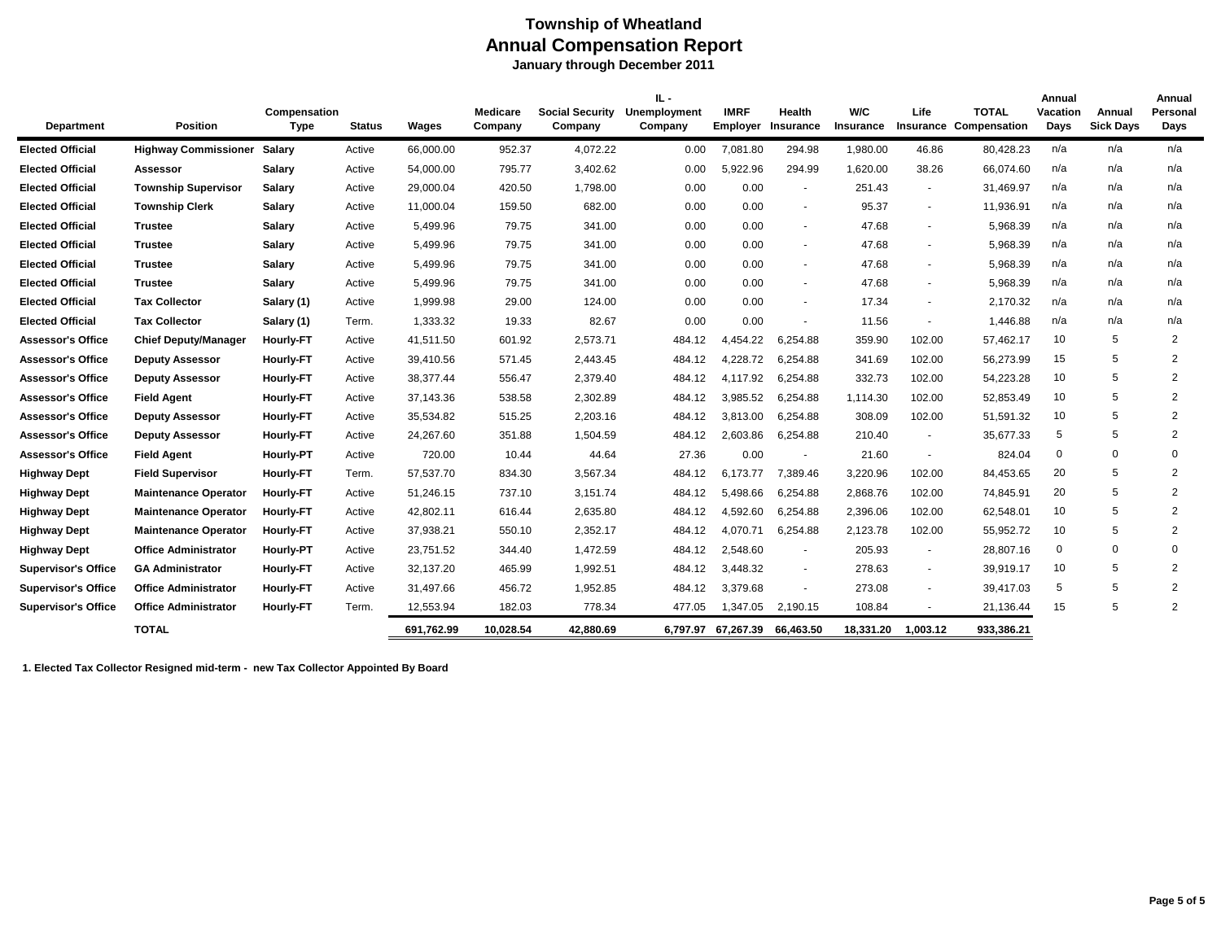# Township of Wheatland

## Annual Compensation Report

### January through December 2011

| Department | Position | Compensation Type | Status | Wages | Medicare Company | Social Security Company | IL - Unemployment Company | IMRF Employer | Health Insurance | W/C Insurance | Life Insurance | TOTAL Compensation | Annual Vacation Days | Annual Sick Days | Annual Personal Days |
|---|---|---|---|---|---|---|---|---|---|---|---|---|---|---|---|
| **Elected Official** | **Highway Commissioner** | **Salary** | Active | 66,000.00 | 952.37 | 4,072.22 | 0.00 | 7,081.80 | 294.98 | 1,980.00 | 46.86 | 80,428.23 | n/a | n/a | n/a |
| **Elected Official** | **Assessor** | **Salary** | Active | 54,000.00 | 795.77 | 3,402.62 | 0.00 | 5,922.96 | 294.99 | 1,620.00 | 38.26 | 66,074.60 | n/a | n/a | n/a |
| **Elected Official** | **Township Supervisor** | **Salary** | Active | 29,000.04 | 420.50 | 1,798.00 | 0.00 | 0.00 | - | 251.43 | - | 31,469.97 | n/a | n/a | n/a |
| **Elected Official** | **Township Clerk** | **Salary** | Active | 11,000.04 | 159.50 | 682.00 | 0.00 | 0.00 | - | 95.37 | - | 11,936.91 | n/a | n/a | n/a |
| **Elected Official** | **Trustee** | **Salary** | Active | 5,499.96 | 79.75 | 341.00 | 0.00 | 0.00 | - | 47.68 | - | 5,968.39 | n/a | n/a | n/a |
| **Elected Official** | **Trustee** | **Salary** | Active | 5,499.96 | 79.75 | 341.00 | 0.00 | 0.00 | - | 47.68 | - | 5,968.39 | n/a | n/a | n/a |
| **Elected Official** | **Trustee** | **Salary** | Active | 5,499.96 | 79.75 | 341.00 | 0.00 | 0.00 | - | 47.68 | - | 5,968.39 | n/a | n/a | n/a |
| **Elected Official** | **Trustee** | **Salary** | Active | 5,499.96 | 79.75 | 341.00 | 0.00 | 0.00 | - | 47.68 | - | 5,968.39 | n/a | n/a | n/a |
| **Elected Official** | **Tax Collector** | **Salary (1)** | Active | 1,999.98 | 29.00 | 124.00 | 0.00 | 0.00 | - | 17.34 | - | 2,170.32 | n/a | n/a | n/a |
| **Elected Official** | **Tax Collector** | **Salary (1)** | Term. | 1,333.32 | 19.33 | 82.67 | 0.00 | 0.00 | - | 11.56 | - | 1,446.88 | n/a | n/a | n/a |
| **Assessor's Office** | **Chief Deputy/Manager** | **Hourly-FT** | Active | 41,511.50 | 601.92 | 2,573.71 | 484.12 | 4,454.22 | 6,254.88 | 359.90 | 102.00 | 57,462.17 | 10 | 5 | 2 |
| **Assessor's Office** | **Deputy Assessor** | **Hourly-FT** | Active | 39,410.56 | 571.45 | 2,443.45 | 484.12 | 4,228.72 | 6,254.88 | 341.69 | 102.00 | 56,273.99 | 15 | 5 | 2 |
| **Assessor's Office** | **Deputy Assessor** | **Hourly-FT** | Active | 38,377.44 | 556.47 | 2,379.40 | 484.12 | 4,117.92 | 6,254.88 | 332.73 | 102.00 | 54,223.28 | 10 | 5 | 2 |
| **Assessor's Office** | **Field Agent** | **Hourly-FT** | Active | 37,143.36 | 538.58 | 2,302.89 | 484.12 | 3,985.52 | 6,254.88 | 1,114.30 | 102.00 | 52,853.49 | 10 | 5 | 2 |
| **Assessor's Office** | **Deputy Assessor** | **Hourly-FT** | Active | 35,534.82 | 515.25 | 2,203.16 | 484.12 | 3,813.00 | 6,254.88 | 308.09 | 102.00 | 51,591.32 | 10 | 5 | 2 |
| **Assessor's Office** | **Deputy Assessor** | **Hourly-FT** | Active | 24,267.60 | 351.88 | 1,504.59 | 484.12 | 2,603.86 | 6,254.88 | 210.40 | - | 35,677.33 | 5 | 5 | 2 |
| **Assessor's Office** | **Field Agent** | **Hourly-PT** | Active | 720.00 | 10.44 | 44.64 | 27.36 | 0.00 | - | 21.60 | - | 824.04 | 0 | 0 | 0 |
| **Highway Dept** | **Field Supervisor** | **Hourly-FT** | Term. | 57,537.70 | 834.30 | 3,567.34 | 484.12 | 6,173.77 | 7,389.46 | 3,220.96 | 102.00 | 84,453.65 | 20 | 5 | 2 |
| **Highway Dept** | **Maintenance Operator** | **Hourly-FT** | Active | 51,246.15 | 737.10 | 3,151.74 | 484.12 | 5,498.66 | 6,254.88 | 2,868.76 | 102.00 | 74,845.91 | 20 | 5 | 2 |
| **Highway Dept** | **Maintenance Operator** | **Hourly-FT** | Active | 42,802.11 | 616.44 | 2,635.80 | 484.12 | 4,592.60 | 6,254.88 | 2,396.06 | 102.00 | 62,548.01 | 10 | 5 | 2 |
| **Highway Dept** | **Maintenance Operator** | **Hourly-FT** | Active | 37,938.21 | 550.10 | 2,352.17 | 484.12 | 4,070.71 | 6,254.88 | 2,123.78 | 102.00 | 55,952.72 | 10 | 5 | 2 |
| **Highway Dept** | **Office Administrator** | **Hourly-PT** | Active | 23,751.52 | 344.40 | 1,472.59 | 484.12 | 2,548.60 | - | 205.93 | - | 28,807.16 | 0 | 0 | 0 |
| **Supervisor's Office** | **GA Administrator** | **Hourly-FT** | Active | 32,137.20 | 465.99 | 1,992.51 | 484.12 | 3,448.32 | - | 278.63 | - | 39,919.17 | 10 | 5 | 2 |
| **Supervisor's Office** | **Office Administrator** | **Hourly-FT** | Active | 31,497.66 | 456.72 | 1,952.85 | 484.12 | 3,379.68 | - | 273.08 | - | 39,417.03 | 5 | 5 | 2 |
| **Supervisor's Office** | **Office Administrator** | **Hourly-FT** | Term. | 12,553.94 | 182.03 | 778.34 | 477.05 | 1,347.05 | 2,190.15 | 108.84 | - | 21,136.44 | 15 | 5 | 2 |
| | **TOTAL** | | | **691,762.99** | **10,028.54** | **42,880.69** | **6,797.97** | **67,267.39** | **66,463.50** | **18,331.20** | **1,003.12** | **933,386.21** | | | |

**1. Elected Tax Collector Resigned mid-term - new Tax Collector Appointed By Board**